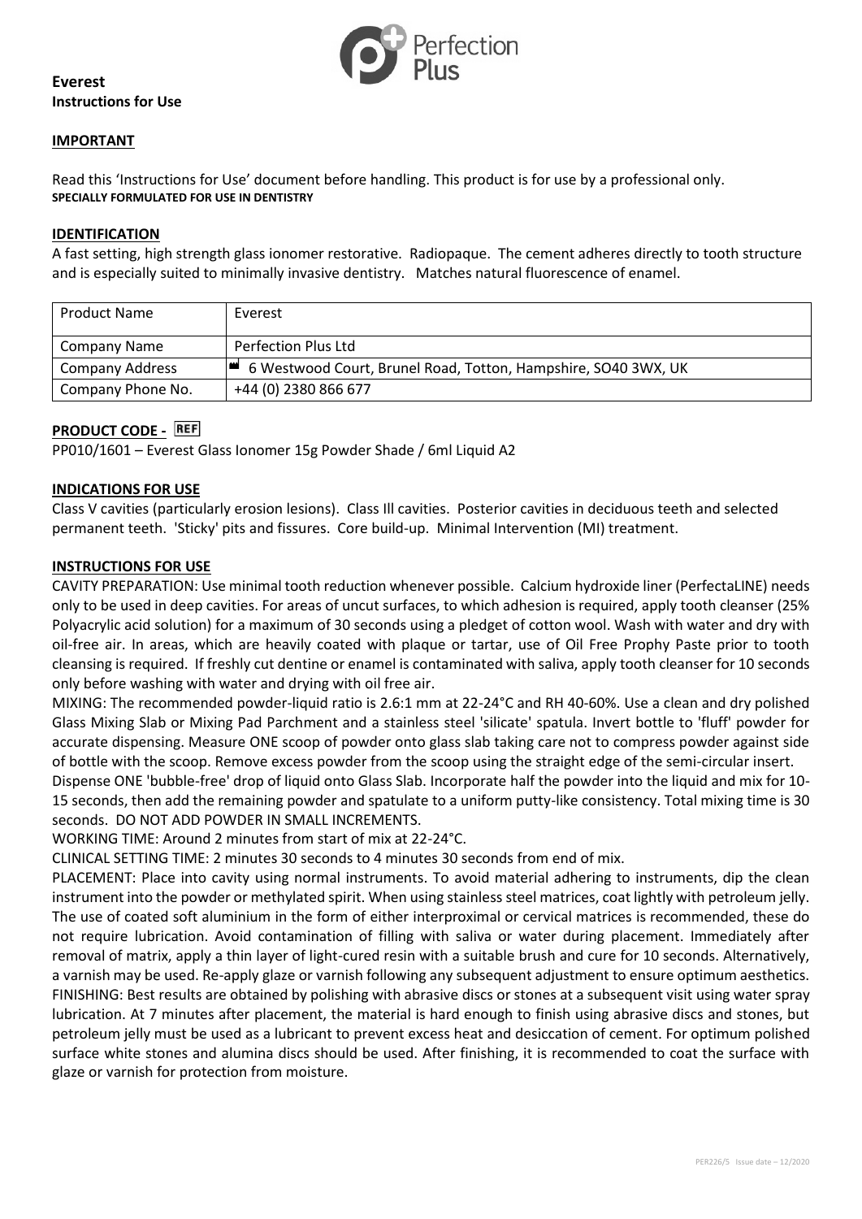**Everest**
**Instructions for Use**

## IMPORTANT

Read this 'Instructions for Use' document before handling. This product is for use by a professional only.
**SPECIALLY FORMULATED FOR USE IN DENTISTRY**

## IDENTIFICATION

A fast setting, high strength glass ionomer restorative. Radiopaque. The cement adheres directly to tooth structure and is especially suited to minimally invasive dentistry. Matches natural fluorescence of enamel.

| Product Name | Everest |
|---|---|
| Company Name | Perfection Plus Ltd |
| Company Address | 6 Westwood Court, Brunel Road, Totton, Hampshire, SO40 3WX, UK |
| Company Phone No. | +44 (0) 2380 866 677 |

## PRODUCT CODE - REF

PP010/1601 – Everest Glass Ionomer 15g Powder Shade / 6ml Liquid A2

## INDICATIONS FOR USE

Class V cavities (particularly erosion lesions). Class Ill cavities. Posterior cavities in deciduous teeth and selected permanent teeth. 'Sticky' pits and fissures. Core build-up. Minimal Intervention (MI) treatment.

## INSTRUCTIONS FOR USE

CAVITY PREPARATION: Use minimal tooth reduction whenever possible. Calcium hydroxide liner (PerfectaLINE) needs only to be used in deep cavities. For areas of uncut surfaces, to which adhesion is required, apply tooth cleanser (25% Polyacrylic acid solution) for a maximum of 30 seconds using a pledget of cotton wool. Wash with water and dry with oil-free air. In areas, which are heavily coated with plaque or tartar, use of Oil Free Prophy Paste prior to tooth cleansing is required. If freshly cut dentine or enamel is contaminated with saliva, apply tooth cleanser for 10 seconds only before washing with water and drying with oil free air.

MIXING: The recommended powder-liquid ratio is 2.6:1 mm at 22-24°C and RH 40-60%. Use a clean and dry polished Glass Mixing Slab or Mixing Pad Parchment and a stainless steel 'silicate' spatula. Invert bottle to 'fluff' powder for accurate dispensing. Measure ONE scoop of powder onto glass slab taking care not to compress powder against side of bottle with the scoop. Remove excess powder from the scoop using the straight edge of the semi-circular insert.

Dispense ONE 'bubble-free' drop of liquid onto Glass Slab. Incorporate half the powder into the liquid and mix for 10-15 seconds, then add the remaining powder and spatulate to a uniform putty-like consistency. Total mixing time is 30 seconds. DO NOT ADD POWDER IN SMALL INCREMENTS.

WORKING TIME: Around 2 minutes from start of mix at 22-24°C.

CLINICAL SETTING TIME: 2 minutes 30 seconds to 4 minutes 30 seconds from end of mix.

PLACEMENT: Place into cavity using normal instruments. To avoid material adhering to instruments, dip the clean instrument into the powder or methylated spirit. When using stainless steel matrices, coat lightly with petroleum jelly. The use of coated soft aluminium in the form of either interproximal or cervical matrices is recommended, these do not require lubrication. Avoid contamination of filling with saliva or water during placement. Immediately after removal of matrix, apply a thin layer of light-cured resin with a suitable brush and cure for 10 seconds. Alternatively, a varnish may be used. Re-apply glaze or varnish following any subsequent adjustment to ensure optimum aesthetics.

FINISHING: Best results are obtained by polishing with abrasive discs or stones at a subsequent visit using water spray lubrication. At 7 minutes after placement, the material is hard enough to finish using abrasive discs and stones, but petroleum jelly must be used as a lubricant to prevent excess heat and desiccation of cement. For optimum polished surface white stones and alumina discs should be used. After finishing, it is recommended to coat the surface with glaze or varnish for protection from moisture.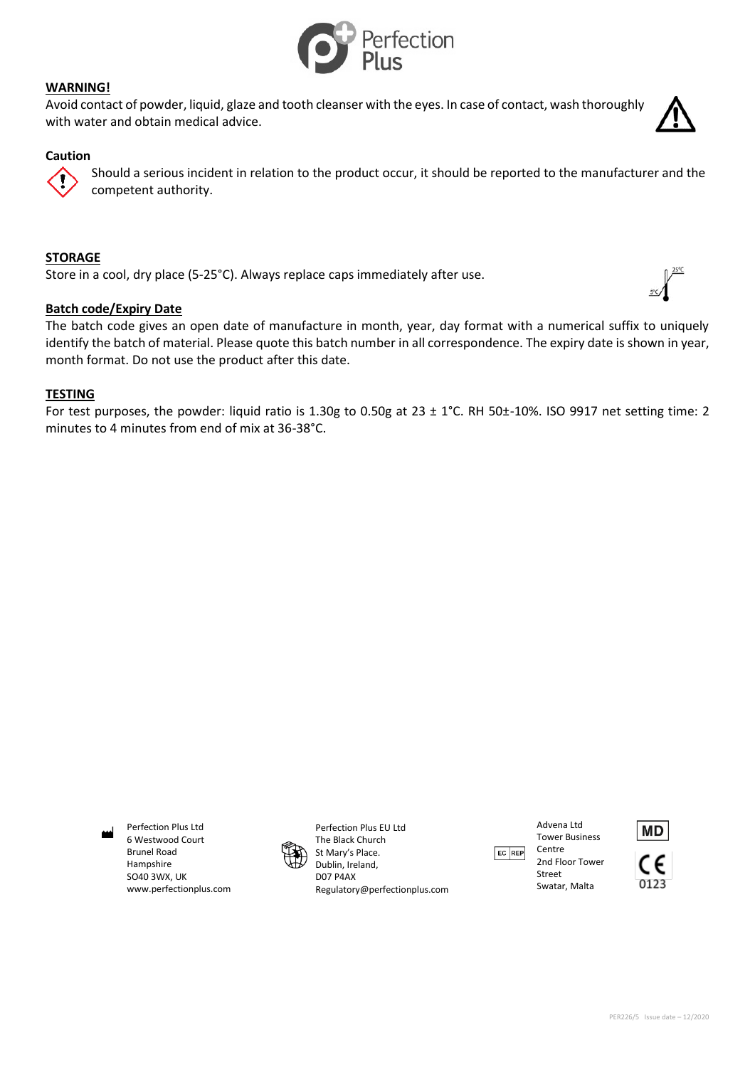**WARNING!**

Avoid contact of powder, liquid, glaze and tooth cleanser with the eyes. In case of contact, wash thoroughly with water and obtain medical advice.

**Caution**

Should a serious incident in relation to the product occur, it should be reported to the manufacturer and the competent authority.

**STORAGE**

Store in a cool, dry place (5-25°C). Always replace caps immediately after use.

25°C
5°C

**Batch code/Expiry Date**

The batch code gives an open date of manufacture in month, year, day format with a numerical suffix to uniquely identify the batch of material. Please quote this batch number in all correspondence. The expiry date is shown in year, month format. Do not use the product after this date.

**TESTING**

For test purposes, the powder: liquid ratio is 1.30g to 0.50g at 23 ± 1°C. RH 50±-10%. ISO 9917 net setting time: 2 minutes to 4 minutes from end of mix at 36-38°C.

Perfection Plus Ltd
6 Westwood Court
Brunel Road
Hampshire
SO40 3WX, UK
www.perfectionplus.com

Perfection Plus EU Ltd
The Black Church
St Mary's Place.
Dublin, Ireland,
D07 P4AX
Regulatory@perfectionplus.com

EC REP

Advena Ltd
Tower Business Centre
2nd Floor Tower Street
Swatar, Malta

MD

CE 0123

PER226/5 Issue date – 12/2020